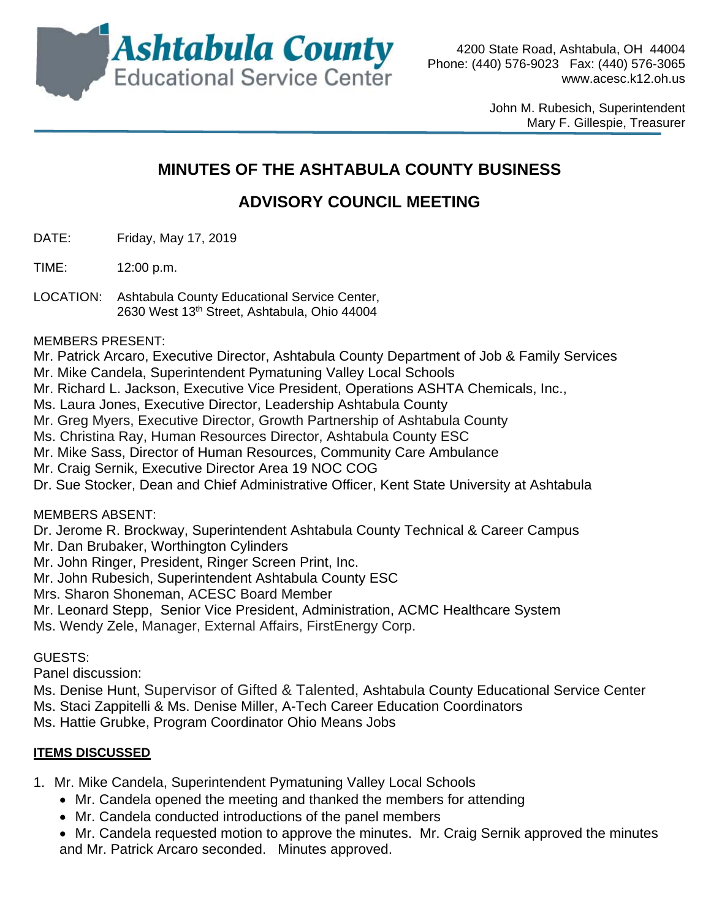**Ashtabula County**
Educational Service Center

4200 State Road, Ashtabula, OH 44004
Phone: (440) 576-9023 Fax: (440) 576-3065
www.acesc.k12.oh.us

John M. Rubesich, Superintendent
Mary F. Gillespie, Treasurer

# MINUTES OF THE ASHTABULA COUNTY BUSINESS ADVISORY COUNCIL MEETING

DATE: Friday, May 17, 2019

TIME: 12:00 p.m.

LOCATION: Ashtabula County Educational Service Center, 2630 West 13th Street, Ashtabula, Ohio 44004

MEMBERS PRESENT:

Mr. Patrick Arcaro, Executive Director, Ashtabula County Department of Job & Family Services
Mr. Mike Candela, Superintendent Pymatuning Valley Local Schools
Mr. Richard L. Jackson, Executive Vice President, Operations ASHTA Chemicals, Inc.,
Ms. Laura Jones, Executive Director, Leadership Ashtabula County
Mr. Greg Myers, Executive Director, Growth Partnership of Ashtabula County
Ms. Christina Ray, Human Resources Director, Ashtabula County ESC
Mr. Mike Sass, Director of Human Resources, Community Care Ambulance
Mr. Craig Sernik, Executive Director Area 19 NOC COG
Dr. Sue Stocker, Dean and Chief Administrative Officer, Kent State University at Ashtabula

MEMBERS ABSENT:

Dr. Jerome R. Brockway, Superintendent Ashtabula County Technical & Career Campus
Mr. Dan Brubaker, Worthington Cylinders
Mr. John Ringer, President, Ringer Screen Print, Inc.
Mr. John Rubesich, Superintendent Ashtabula County ESC
Mrs. Sharon Shoneman, ACESC Board Member
Mr. Leonard Stepp, Senior Vice President, Administration, ACMC Healthcare System
Ms. Wendy Zele, Manager, External Affairs, FirstEnergy Corp.

GUESTS:

Panel discussion:

Ms. Denise Hunt, Supervisor of Gifted & Talented, Ashtabula County Educational Service Center
Ms. Staci Zappitelli & Ms. Denise Miller, A-Tech Career Education Coordinators
Ms. Hattie Grubke, Program Coordinator Ohio Means Jobs

**ITEMS DISCUSSED**

1. Mr. Mike Candela, Superintendent Pymatuning Valley Local Schools
   - Mr. Candela opened the meeting and thanked the members for attending
   - Mr. Candela conducted introductions of the panel members
   - Mr. Candela requested motion to approve the minutes. Mr. Craig Sernik approved the minutes and Mr. Patrick Arcaro seconded. Minutes approved.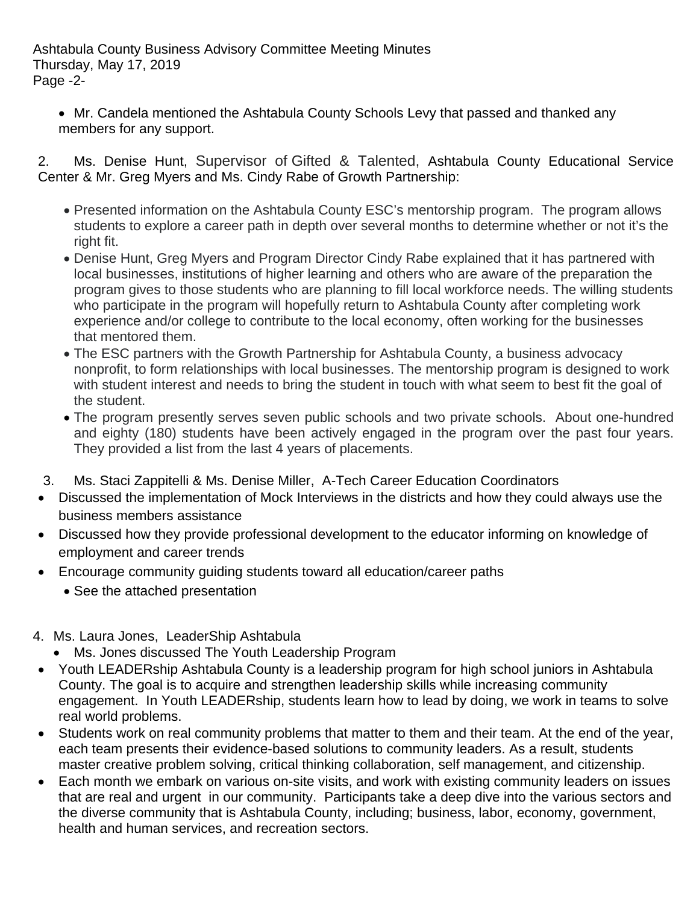- Mr. Candela mentioned the Ashtabula County Schools Levy that passed and thanked any members for any support.

2. Ms. Denise Hunt, Supervisor of Gifted & Talented, Ashtabula County Educational Service Center & Mr. Greg Myers and Ms. Cindy Rabe of Growth Partnership:

- Presented information on the Ashtabula County ESC's mentorship program. The program allows students to explore a career path in depth over several months to determine whether or not it's the right fit.
- Denise Hunt, Greg Myers and Program Director Cindy Rabe explained that it has partnered with local businesses, institutions of higher learning and others who are aware of the preparation the program gives to those students who are planning to fill local workforce needs. The willing students who participate in the program will hopefully return to Ashtabula County after completing work experience and/or college to contribute to the local economy, often working for the businesses that mentored them.
- The ESC partners with the Growth Partnership for Ashtabula County, a business advocacy nonprofit, to form relationships with local businesses. The mentorship program is designed to work with student interest and needs to bring the student in touch with what seem to best fit the goal of the student.
- The program presently serves seven public schools and two private schools. About one-hundred and eighty (180) students have been actively engaged in the program over the past four years. They provided a list from the last 4 years of placements.

3. Ms. Staci Zappitelli & Ms. Denise Miller, A-Tech Career Education Coordinators

- Discussed the implementation of Mock Interviews in the districts and how they could always use the business members assistance
- Discussed how they provide professional development to the educator informing on knowledge of employment and career trends
- Encourage community guiding students toward all education/career paths
  - See the attached presentation

4. Ms. Laura Jones, LeaderShip Ashtabula

- Ms. Jones discussed The Youth Leadership Program
- Youth LEADERship Ashtabula County is a leadership program for high school juniors in Ashtabula County. The goal is to acquire and strengthen leadership skills while increasing community engagement. In Youth LEADERship, students learn how to lead by doing, we work in teams to solve real world problems.
- Students work on real community problems that matter to them and their team. At the end of the year, each team presents their evidence-based solutions to community leaders. As a result, students master creative problem solving, critical thinking collaboration, self management, and citizenship.
- Each month we embark on various on-site visits, and work with existing community leaders on issues that are real and urgent in our community. Participants take a deep dive into the various sectors and the diverse community that is Ashtabula County, including; business, labor, economy, government, health and human services, and recreation sectors.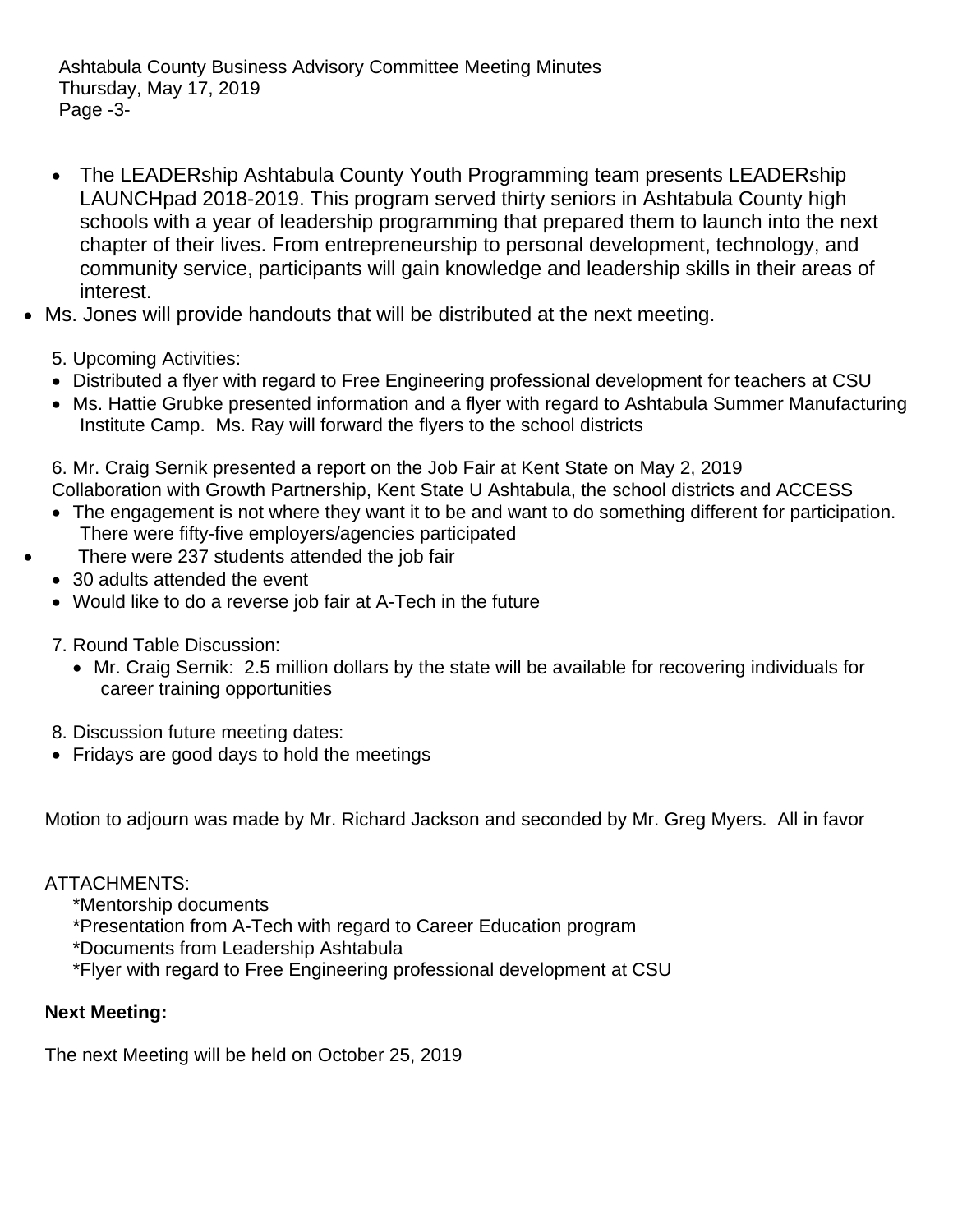- The LEADERship Ashtabula County Youth Programming team presents LEADERship LAUNCHpad 2018-2019. This program served thirty seniors in Ashtabula County high schools with a year of leadership programming that prepared them to launch into the next chapter of their lives. From entrepreneurship to personal development, technology, and community service, participants will gain knowledge and leadership skills in their areas of interest.
- Ms. Jones will provide handouts that will be distributed at the next meeting.

5. Upcoming Activities:

- Distributed a flyer with regard to Free Engineering professional development for teachers at CSU
- Ms. Hattie Grubke presented information and a flyer with regard to Ashtabula Summer Manufacturing Institute Camp. Ms. Ray will forward the flyers to the school districts

6. Mr. Craig Sernik presented a report on the Job Fair at Kent State on May 2, 2019
Collaboration with Growth Partnership, Kent State U Ashtabula, the school districts and ACCESS

- The engagement is not where they want it to be and want to do something different for participation. There were fifty-five employers/agencies participated
- There were 237 students attended the job fair
- 30 adults attended the event
- Would like to do a reverse job fair at A-Tech in the future

7. Round Table Discussion:

- Mr. Craig Sernik: 2.5 million dollars by the state will be available for recovering individuals for career training opportunities

8. Discussion future meeting dates:

- Fridays are good days to hold the meetings

Motion to adjourn was made by Mr. Richard Jackson and seconded by Mr. Greg Myers. All in favor

ATTACHMENTS:

*Mentorship documents
*Presentation from A-Tech with regard to Career Education program
*Documents from Leadership Ashtabula
*Flyer with regard to Free Engineering professional development at CSU

**Next Meeting:**

The next Meeting will be held on October 25, 2019